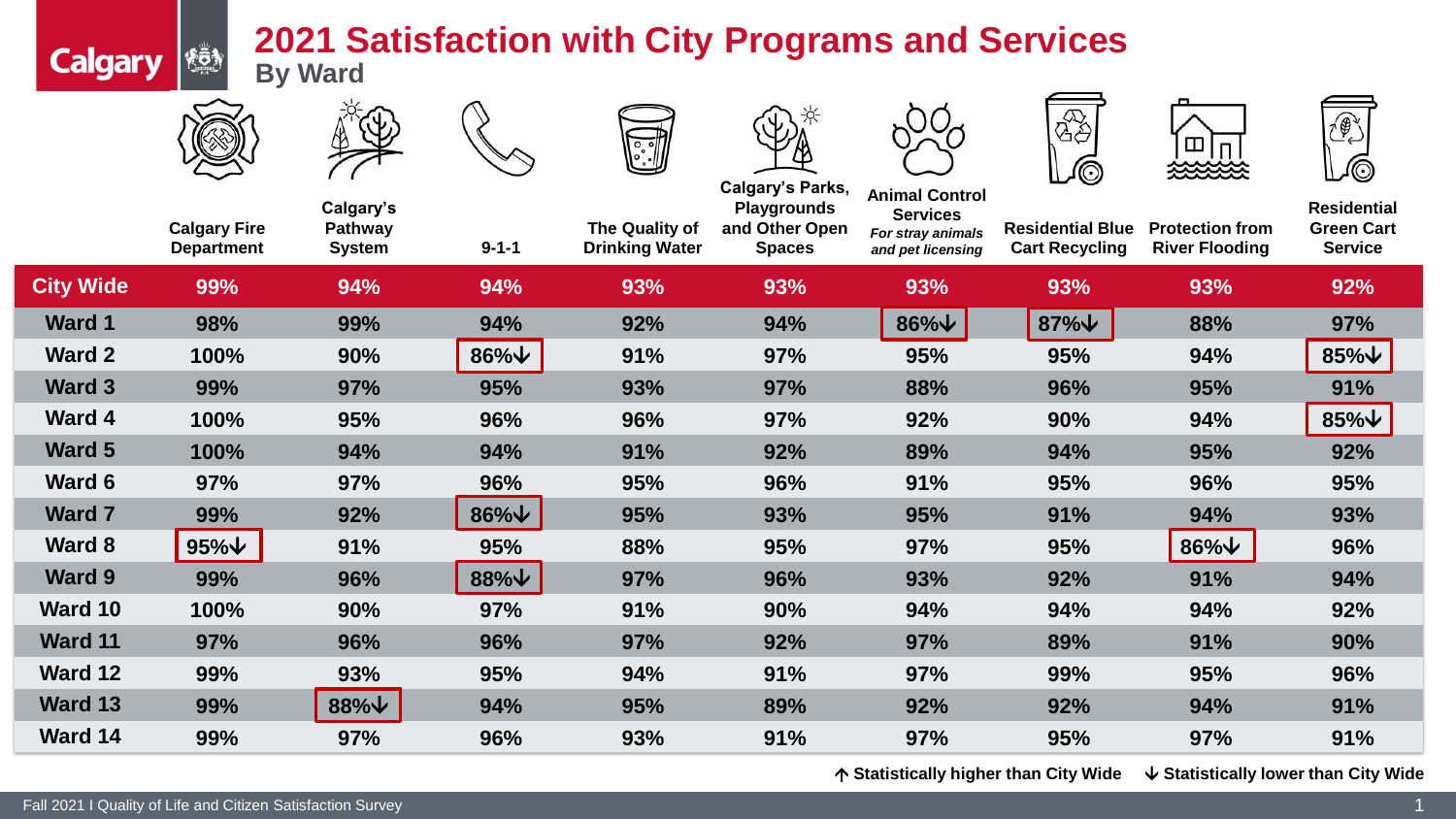# 2021 Satisfaction with City Programs and Services

## By Ward

| | Calgary Fire Department | Calgary's Pathway System | 9-1-1 | The Quality of Drinking Water | Calgary's Parks, Playgrounds and Other Open Spaces | Animal Control Services *For stray animals and pet licensing* | Residential Blue Cart Recycling | Protection from River Flooding | Residential Green Cart Service |
|---|---|---|---|---|---|---|---|---|---|
| **City Wide** | 99% | 94% | 94% | 93% | 93% | 93% | 93% | 93% | 92% |
| **Ward 1** | 98% | 99% | 94% | 92% | 94% | 86%↓ | 87%↓ | 88% | 97% |
| **Ward 2** | 100% | 90% | 86%↓ | 91% | 97% | 95% | 95% | 94% | 85%↓ |
| **Ward 3** | 99% | 97% | 95% | 93% | 97% | 88% | 96% | 95% | 91% |
| **Ward 4** | 100% | 95% | 96% | 96% | 97% | 92% | 90% | 94% | 85%↓ |
| **Ward 5** | 100% | 94% | 94% | 91% | 92% | 89% | 94% | 95% | 92% |
| **Ward 6** | 97% | 97% | 96% | 95% | 96% | 91% | 95% | 96% | 95% |
| **Ward 7** | 99% | 92% | 86%↓ | 95% | 93% | 95% | 91% | 94% | 93% |
| **Ward 8** | 95%↓ | 91% | 95% | 88% | 95% | 97% | 95% | 86%↓ | 96% |
| **Ward 9** | 99% | 96% | 88%↓ | 97% | 96% | 93% | 92% | 91% | 94% |
| **Ward 10** | 100% | 90% | 97% | 91% | 90% | 94% | 94% | 94% | 92% |
| **Ward 11** | 97% | 96% | 96% | 97% | 92% | 97% | 89% | 91% | 90% |
| **Ward 12** | 99% | 93% | 95% | 94% | 91% | 97% | 99% | 95% | 96% |
| **Ward 13** | 99% | 88%↓ | 94% | 95% | 89% | 92% | 92% | 94% | 91% |
| **Ward 14** | 99% | 97% | 96% | 93% | 91% | 97% | 95% | 97% | 91% |

↑ Statistically higher than City Wide ↓ Statistically lower than City Wide

Fall 2021 I Quality of Life and Citizen Satisfaction Survey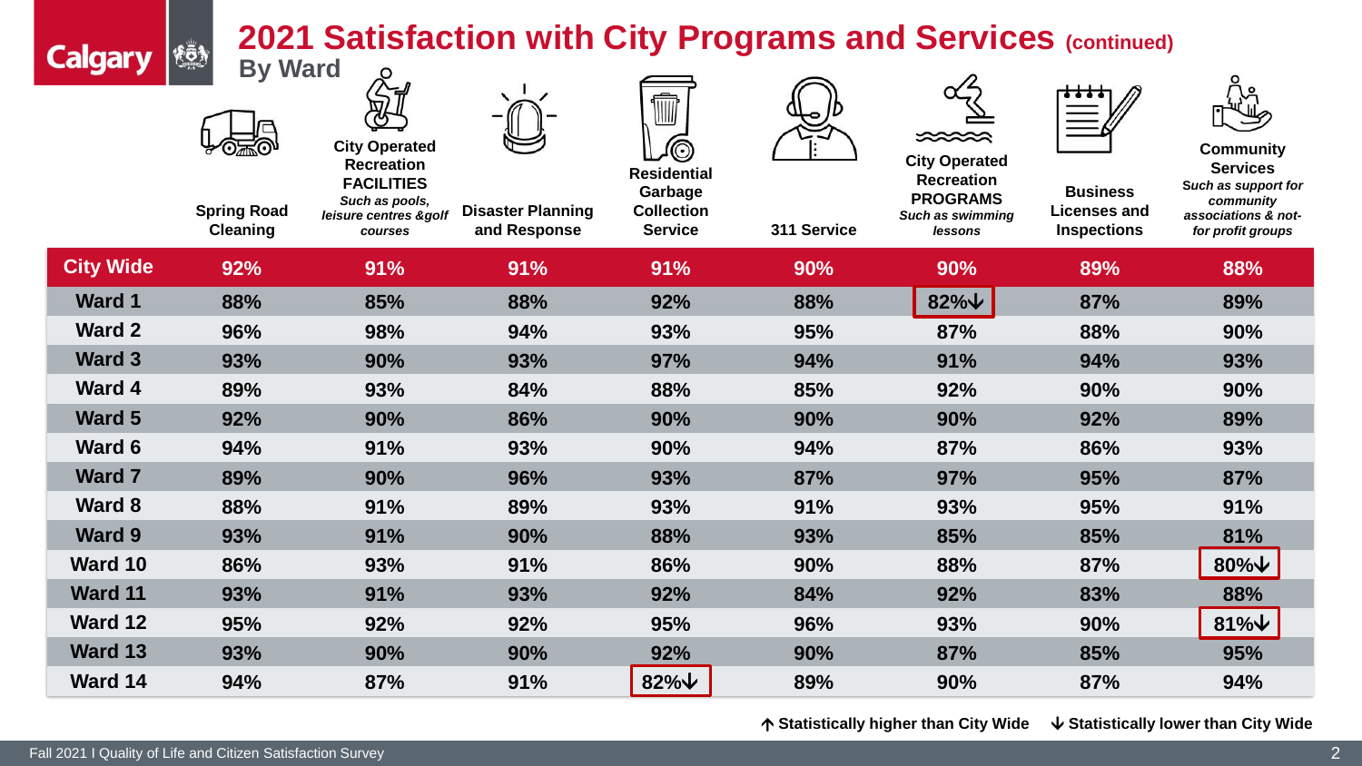# 2021 Satisfaction with City Programs and Services (continued)

## By Ward

| | Spring Road Cleaning | City Operated Recreation FACILITIES *Such as pools, leisure centres &golf courses* | Disaster Planning and Response | Residential Garbage Collection Service | 311 Service | City Operated Recreation PROGRAMS *Such as swimming lessons* | Business Licenses and Inspections | Community Services *Such as support for community associations & not-for profit groups* |
|---|---|---|---|---|---|---|---|---|
| **City Wide** | 92% | 91% | 91% | 91% | 90% | 90% | 89% | 88% |
| **Ward 1** | 88% | 85% | 88% | 92% | 88% | 82%↓ | 87% | 89% |
| **Ward 2** | 96% | 98% | 94% | 93% | 95% | 87% | 88% | 90% |
| **Ward 3** | 93% | 90% | 93% | 97% | 94% | 91% | 94% | 93% |
| **Ward 4** | 89% | 93% | 84% | 88% | 85% | 92% | 90% | 90% |
| **Ward 5** | 92% | 90% | 86% | 90% | 90% | 90% | 92% | 89% |
| **Ward 6** | 94% | 91% | 93% | 90% | 94% | 87% | 86% | 93% |
| **Ward 7** | 89% | 90% | 96% | 93% | 87% | 97% | 95% | 87% |
| **Ward 8** | 88% | 91% | 89% | 93% | 91% | 93% | 95% | 91% |
| **Ward 9** | 93% | 91% | 90% | 88% | 93% | 85% | 85% | 81% |
| **Ward 10** | 86% | 93% | 91% | 86% | 90% | 88% | 87% | 80%↓ |
| **Ward 11** | 93% | 91% | 93% | 92% | 84% | 92% | 83% | 88% |
| **Ward 12** | 95% | 92% | 92% | 95% | 96% | 93% | 90% | 81%↓ |
| **Ward 13** | 93% | 90% | 90% | 92% | 90% | 87% | 85% | 95% |
| **Ward 14** | 94% | 87% | 91% | 82%↓ | 89% | 90% | 87% | 94% |

↑ Statistically higher than City Wide ↓ Statistically lower than City Wide

Fall 2021 I Quality of Life and Citizen Satisfaction Survey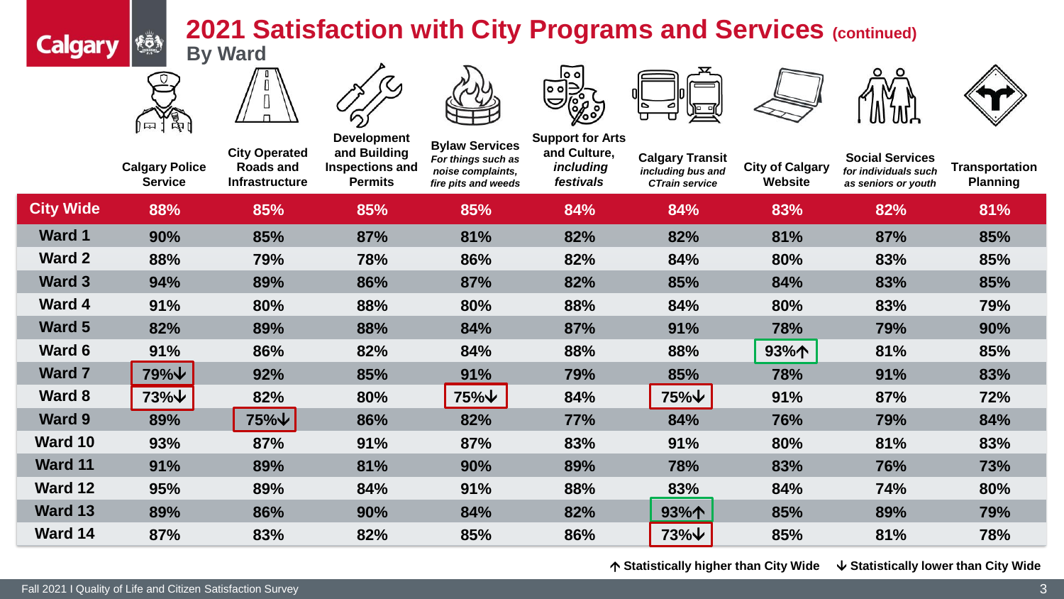# 2021 Satisfaction with City Programs and Services (continued)

## By Ward

| | Calgary Police Service | City Operated Roads and Infrastructure | Development and Building Inspections and Permits | Bylaw Services *For things such as noise complaints, fire pits and weeds* | Support for Arts and Culture, *including festivals* | Calgary Transit *including bus and CTrain service* | City of Calgary Website | Social Services *for individuals such as seniors or youth* | Transportation Planning |
|---|---|---|---|---|---|---|---|---|---|
| **City Wide** | 88% | 85% | 85% | 85% | 84% | 84% | 83% | 82% | 81% |
| **Ward 1** | 90% | 85% | 87% | 81% | 82% | 82% | 81% | 87% | 85% |
| **Ward 2** | 88% | 79% | 78% | 86% | 82% | 84% | 80% | 83% | 85% |
| **Ward 3** | 94% | 89% | 86% | 87% | 82% | 85% | 84% | 83% | 85% |
| **Ward 4** | 91% | 80% | 88% | 80% | 88% | 84% | 80% | 83% | 79% |
| **Ward 5** | 82% | 89% | 88% | 84% | 87% | 91% | 78% | 79% | 90% |
| **Ward 6** | 91% | 86% | 82% | 84% | 88% | 88% | 93%↑ | 81% | 85% |
| **Ward 7** | 79%↓ | 92% | 85% | 91% | 79% | 85% | 78% | 91% | 83% |
| **Ward 8** | 73%↓ | 82% | 80% | 75%↓ | 84% | 75%↓ | 91% | 87% | 72% |
| **Ward 9** | 89% | 75%↓ | 86% | 82% | 77% | 84% | 76% | 79% | 84% |
| **Ward 10** | 93% | 87% | 91% | 87% | 83% | 91% | 80% | 81% | 83% |
| **Ward 11** | 91% | 89% | 81% | 90% | 89% | 78% | 83% | 76% | 73% |
| **Ward 12** | 95% | 89% | 84% | 91% | 88% | 83% | 84% | 74% | 80% |
| **Ward 13** | 89% | 86% | 90% | 84% | 82% | 93%↑ | 85% | 89% | 79% |
| **Ward 14** | 87% | 83% | 82% | 85% | 86% | 73%↓ | 85% | 81% | 78% |

↑ Statistically higher than City Wide ↓ Statistically lower than City Wide

Fall 2021 I Quality of Life and Citizen Satisfaction Survey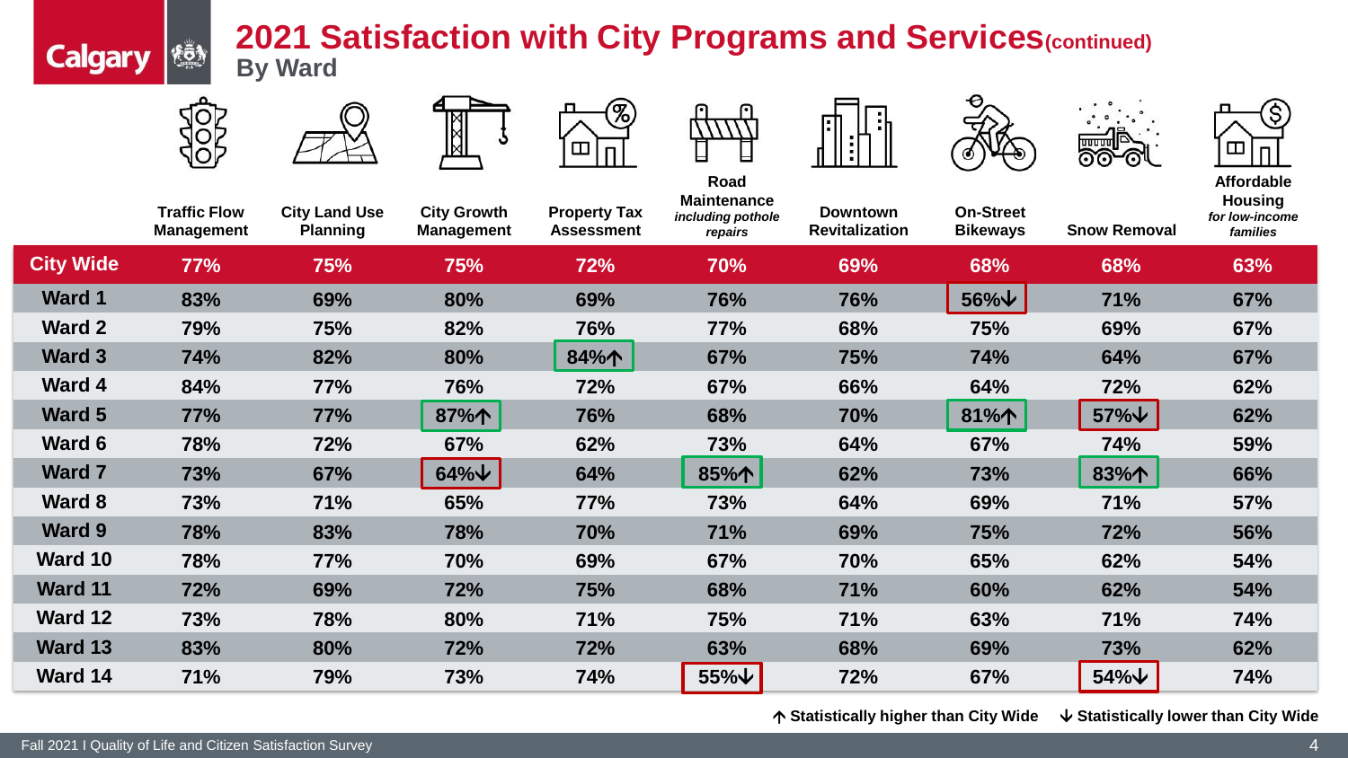# 2021 Satisfaction with City Programs and Services(continued)

## By Ward

| | Traffic Flow Management | City Land Use Planning | City Growth Management | Property Tax Assessment | Road Maintenance *including pothole repairs* | Downtown Revitalization | On-Street Bikeways | Snow Removal | Affordable Housing *for low-income families* |
|---|---|---|---|---|---|---|---|---|---|
| **City Wide** | 77% | 75% | 75% | 72% | 70% | 69% | 68% | 68% | 63% |
| **Ward 1** | 83% | 69% | 80% | 69% | 76% | 76% | 56%↓ | 71% | 67% |
| **Ward 2** | 79% | 75% | 82% | 76% | 77% | 68% | 75% | 69% | 67% |
| **Ward 3** | 74% | 82% | 80% | 84%↑ | 67% | 75% | 74% | 64% | 67% |
| **Ward 4** | 84% | 77% | 76% | 72% | 67% | 66% | 64% | 72% | 62% |
| **Ward 5** | 77% | 77% | 87%↑ | 76% | 68% | 70% | 81%↑ | 57%↓ | 62% |
| **Ward 6** | 78% | 72% | 67% | 62% | 73% | 64% | 67% | 74% | 59% |
| **Ward 7** | 73% | 67% | 64%↓ | 64% | 85%↑ | 62% | 73% | 83%↑ | 66% |
| **Ward 8** | 73% | 71% | 65% | 77% | 73% | 64% | 69% | 71% | 57% |
| **Ward 9** | 78% | 83% | 78% | 70% | 71% | 69% | 75% | 72% | 56% |
| **Ward 10** | 78% | 77% | 70% | 69% | 67% | 70% | 65% | 62% | 54% |
| **Ward 11** | 72% | 69% | 72% | 75% | 68% | 71% | 60% | 62% | 54% |
| **Ward 12** | 73% | 78% | 80% | 71% | 75% | 71% | 63% | 71% | 74% |
| **Ward 13** | 83% | 80% | 72% | 72% | 63% | 68% | 69% | 73% | 62% |
| **Ward 14** | 71% | 79% | 73% | 74% | 55%↓ | 72% | 67% | 54%↓ | 74% |

↑ Statistically higher than City Wide ↓ Statistically lower than City Wide

Fall 2021 I Quality of Life and Citizen Satisfaction Survey